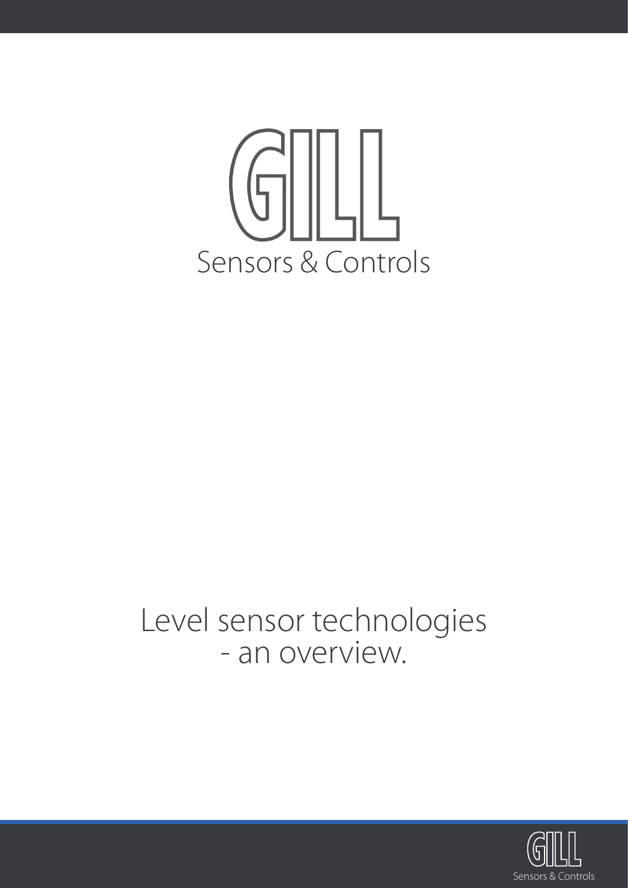GILL

Sensors & Controls

# Level sensor technologies - an overview.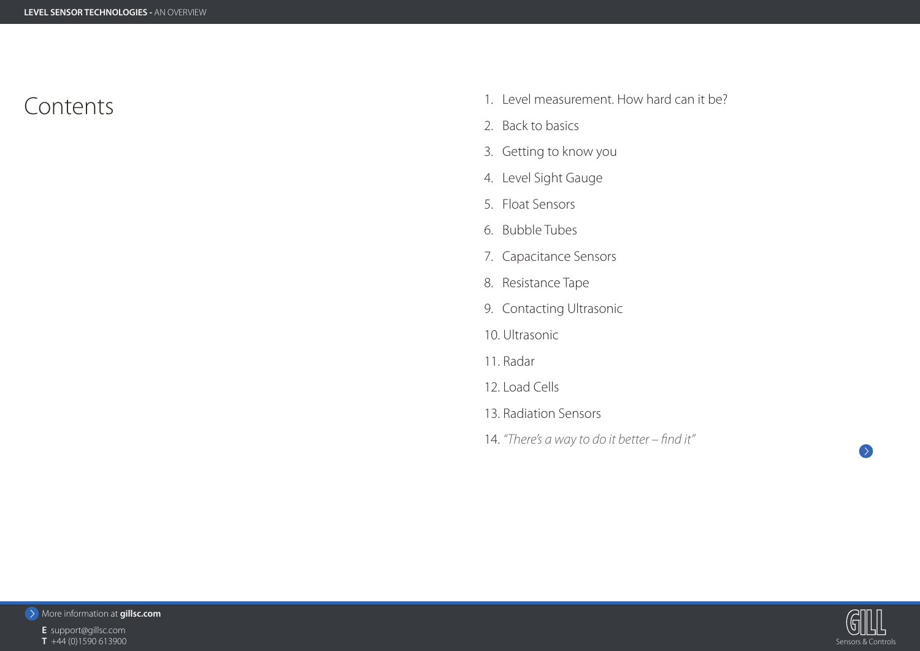# Contents

1. Level measurement. How hard can it be?
2. Back to basics
3. Getting to know you
4. Level Sight Gauge
5. Float Sensors
6. Bubble Tubes
7. Capacitance Sensors
8. Resistance Tape
9. Contacting Ultrasonic
10. Ultrasonic
11. Radar
12. Load Cells
13. Radiation Sensors
14. *"There's a way to do it better – find it"*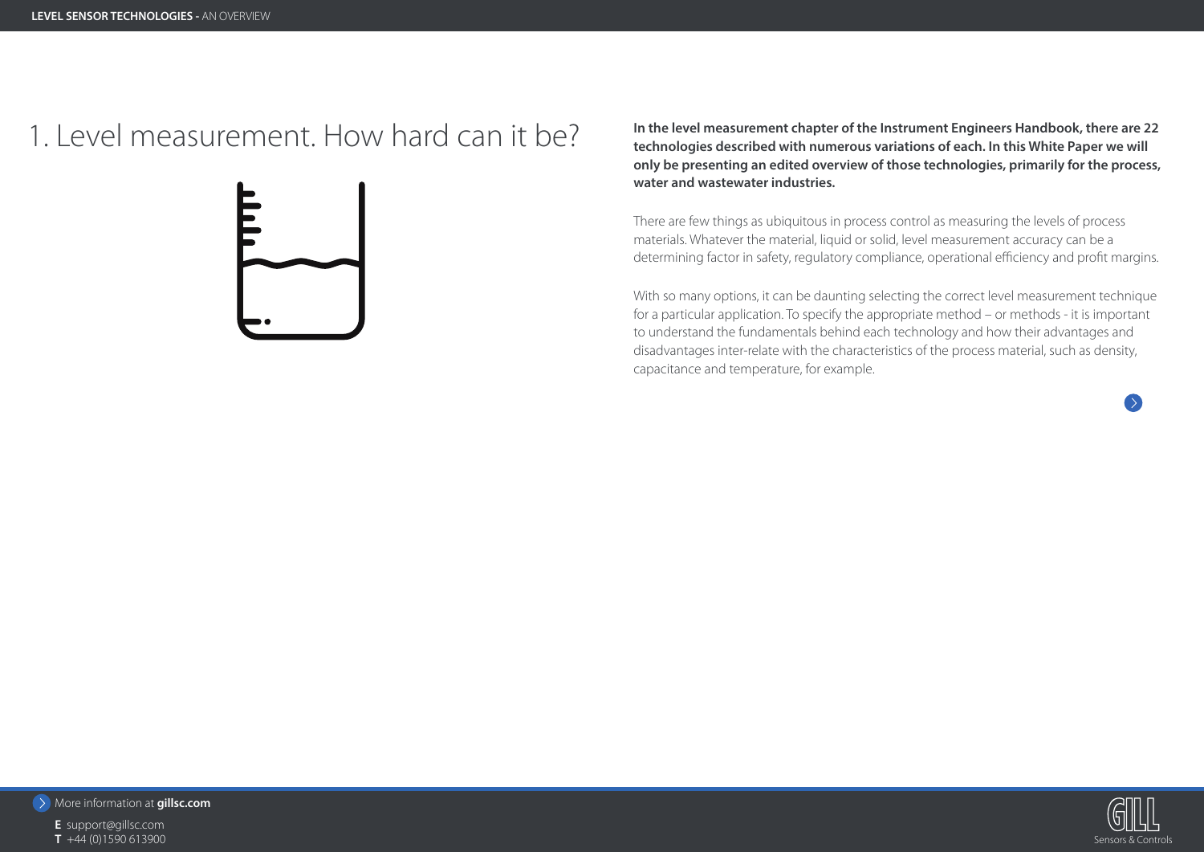# 1. Level measurement. How hard can it be?

**In the level measurement chapter of the Instrument Engineers Handbook, there are 22 technologies described with numerous variations of each. In this White Paper we will only be presenting an edited overview of those technologies, primarily for the process, water and wastewater industries.**

There are few things as ubiquitous in process control as measuring the levels of process materials. Whatever the material, liquid or solid, level measurement accuracy can be a determining factor in safety, regulatory compliance, operational efficiency and profit margins.

With so many options, it can be daunting selecting the correct level measurement technique for a particular application. To specify the appropriate method – or methods - it is important to understand the fundamentals behind each technology and how their advantages and disadvantages inter-relate with the characteristics of the process material, such as density, capacitance and temperature, for example.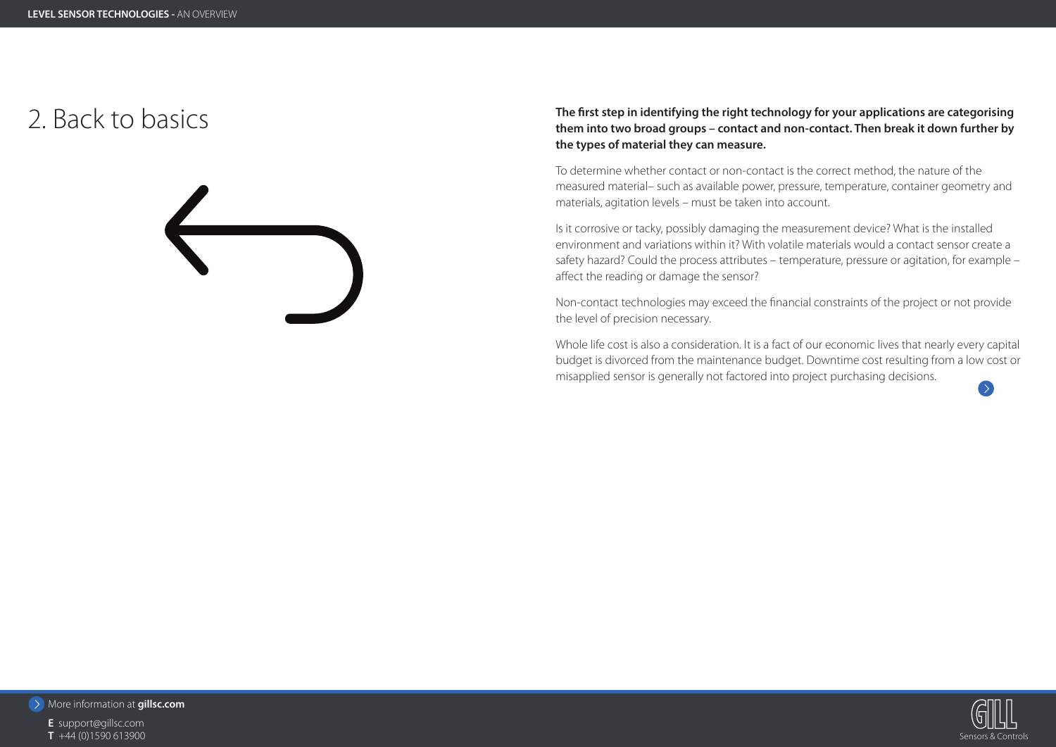# 2. Back to basics

**The first step in identifying the right technology for your applications are categorising them into two broad groups – contact and non-contact. Then break it down further by the types of material they can measure.**

To determine whether contact or non-contact is the correct method, the nature of the measured material– such as available power, pressure, temperature, container geometry and materials, agitation levels – must be taken into account.

Is it corrosive or tacky, possibly damaging the measurement device? What is the installed environment and variations within it? With volatile materials would a contact sensor create a safety hazard? Could the process attributes – temperature, pressure or agitation, for example – affect the reading or damage the sensor?

Non-contact technologies may exceed the financial constraints of the project or not provide the level of precision necessary.

Whole life cost is also a consideration. It is a fact of our economic lives that nearly every capital budget is divorced from the maintenance budget. Downtime cost resulting from a low cost or misapplied sensor is generally not factored into project purchasing decisions.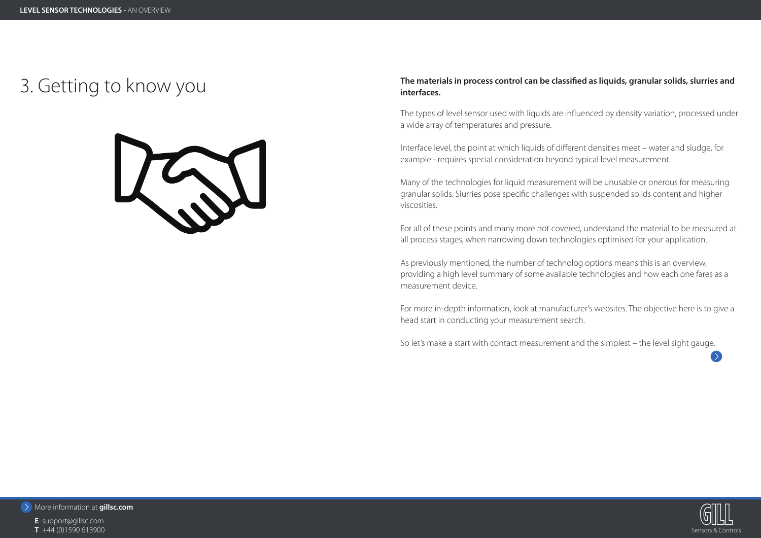# 3. Getting to know you

**The materials in process control can be classified as liquids, granular solids, slurries and interfaces.**

The types of level sensor used with liquids are influenced by density variation, processed under a wide array of temperatures and pressure.

Interface level, the point at which liquids of different densities meet – water and sludge, for example - requires special consideration beyond typical level measurement.

Many of the technologies for liquid measurement will be unusable or onerous for measuring granular solids. Slurries pose specific challenges with suspended solids content and higher viscosities.

For all of these points and many more not covered, understand the material to be measured at all process stages, when narrowing down technologies optimised for your application.

As previously mentioned, the number of technolog options means this is an overview, providing a high level summary of some available technologies and how each one fares as a measurement device.

For more in-depth information, look at manufacturer's websites. The objective here is to give a head start in conducting your measurement search.

So let's make a start with contact measurement and the simplest – the level sight gauge.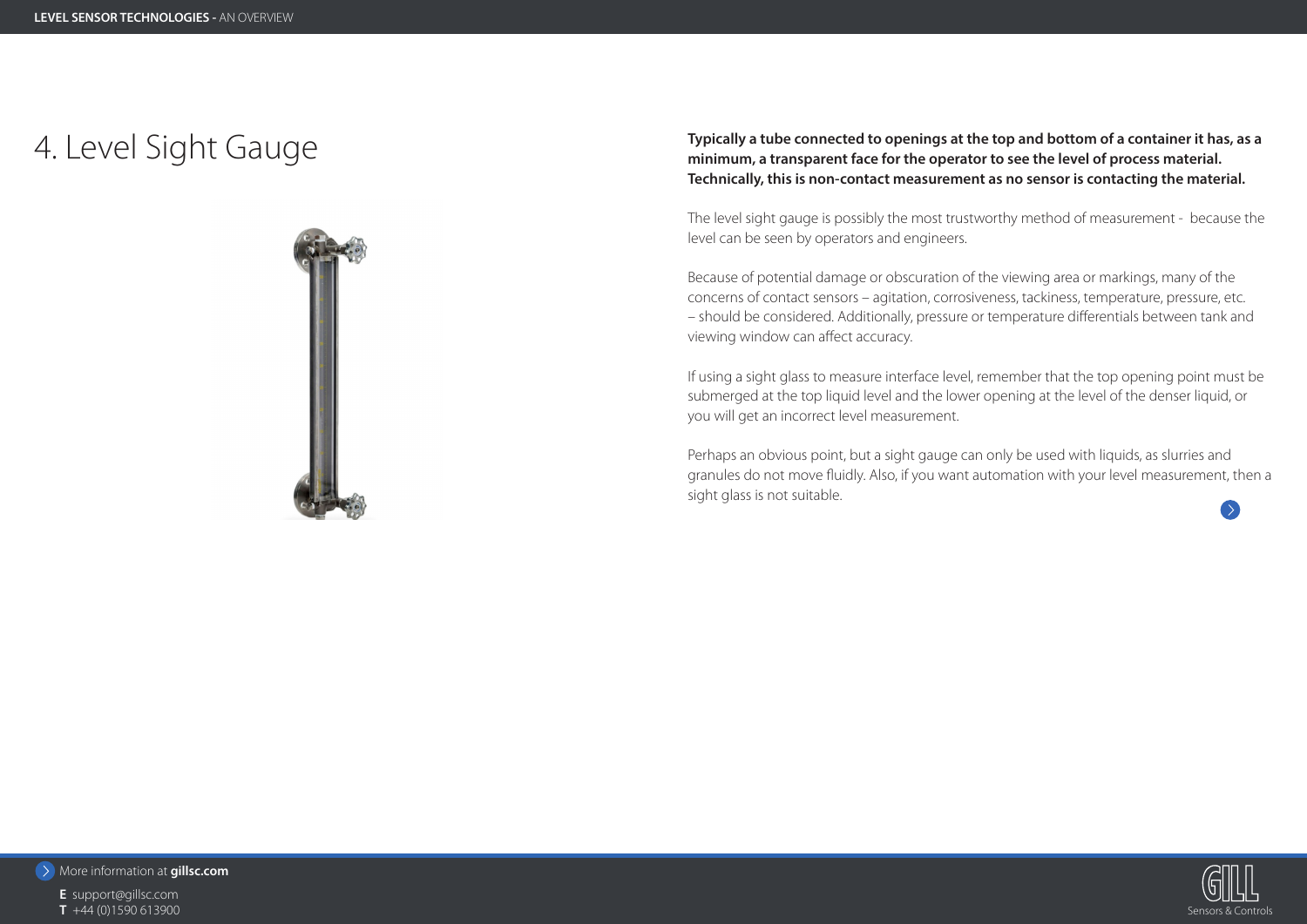# 4. Level Sight Gauge

**Typically a tube connected to openings at the top and bottom of a container it has, as a minimum, a transparent face for the operator to see the level of process material. Technically, this is non-contact measurement as no sensor is contacting the material.**

The level sight gauge is possibly the most trustworthy method of measurement - because the level can be seen by operators and engineers.

Because of potential damage or obscuration of the viewing area or markings, many of the concerns of contact sensors – agitation, corrosiveness, tackiness, temperature, pressure, etc. – should be considered. Additionally, pressure or temperature differentials between tank and viewing window can affect accuracy.

If using a sight glass to measure interface level, remember that the top opening point must be submerged at the top liquid level and the lower opening at the level of the denser liquid, or you will get an incorrect level measurement.

Perhaps an obvious point, but a sight gauge can only be used with liquids, as slurries and granules do not move fluidly. Also, if you want automation with your level measurement, then a sight glass is not suitable.

More information at **gillsc.com**

**E** support@gillsc.com
**T** +44 (0)1590 613900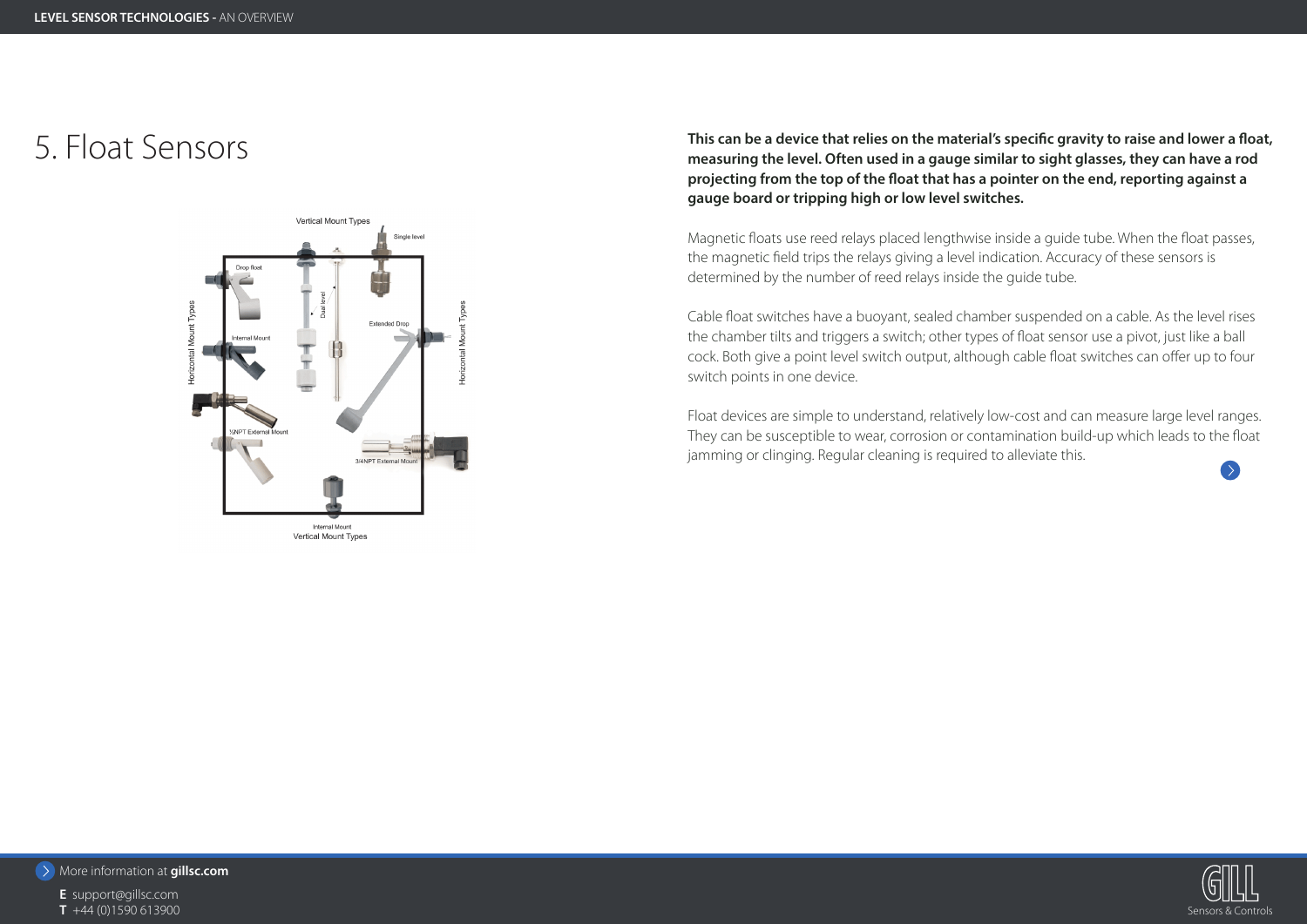# 5. Float Sensors

**This can be a device that relies on the material's specific gravity to raise and lower a float, measuring the level. Often used in a gauge similar to sight glasses, they can have a rod projecting from the top of the float that has a pointer on the end, reporting against a gauge board or tripping high or low level switches.**

Magnetic floats use reed relays placed lengthwise inside a guide tube. When the float passes, the magnetic field trips the relays giving a level indication. Accuracy of these sensors is determined by the number of reed relays inside the guide tube.

Cable float switches have a buoyant, sealed chamber suspended on a cable. As the level rises the chamber tilts and triggers a switch; other types of float sensor use a pivot, just like a ball cock. Both give a point level switch output, although cable float switches can offer up to four switch points in one device.

Float devices are simple to understand, relatively low-cost and can measure large level ranges. They can be susceptible to wear, corrosion or contamination build-up which leads to the float jamming or clinging. Regular cleaning is required to alleviate this.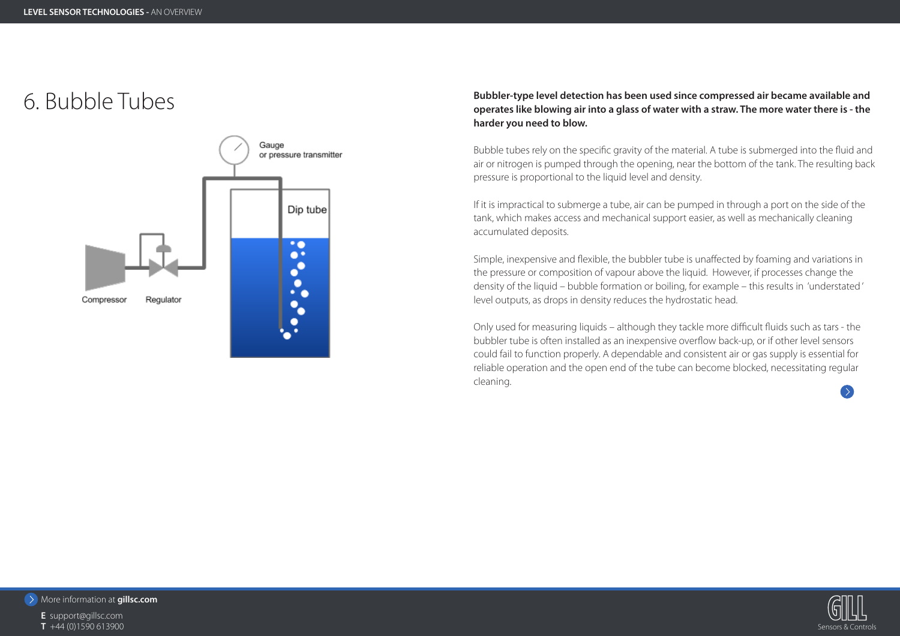# 6. Bubble Tubes

**Bubbler-type level detection has been used since compressed air became available and operates like blowing air into a glass of water with a straw. The more water there is - the harder you need to blow.**

Bubble tubes rely on the specific gravity of the material. A tube is submerged into the fluid and air or nitrogen is pumped through the opening, near the bottom of the tank. The resulting back pressure is proportional to the liquid level and density.

If it is impractical to submerge a tube, air can be pumped in through a port on the side of the tank, which makes access and mechanical support easier, as well as mechanically cleaning accumulated deposits.

Simple, inexpensive and flexible, the bubbler tube is unaffected by foaming and variations in the pressure or composition of vapour above the liquid. However, if processes change the density of the liquid – bubble formation or boiling, for example – this results in 'understated' level outputs, as drops in density reduces the hydrostatic head.

Only used for measuring liquids – although they tackle more difficult fluids such as tars - the bubbler tube is often installed as an inexpensive overflow back-up, or if other level sensors could fail to function properly. A dependable and consistent air or gas supply is essential for reliable operation and the open end of the tube can become blocked, necessitating regular cleaning.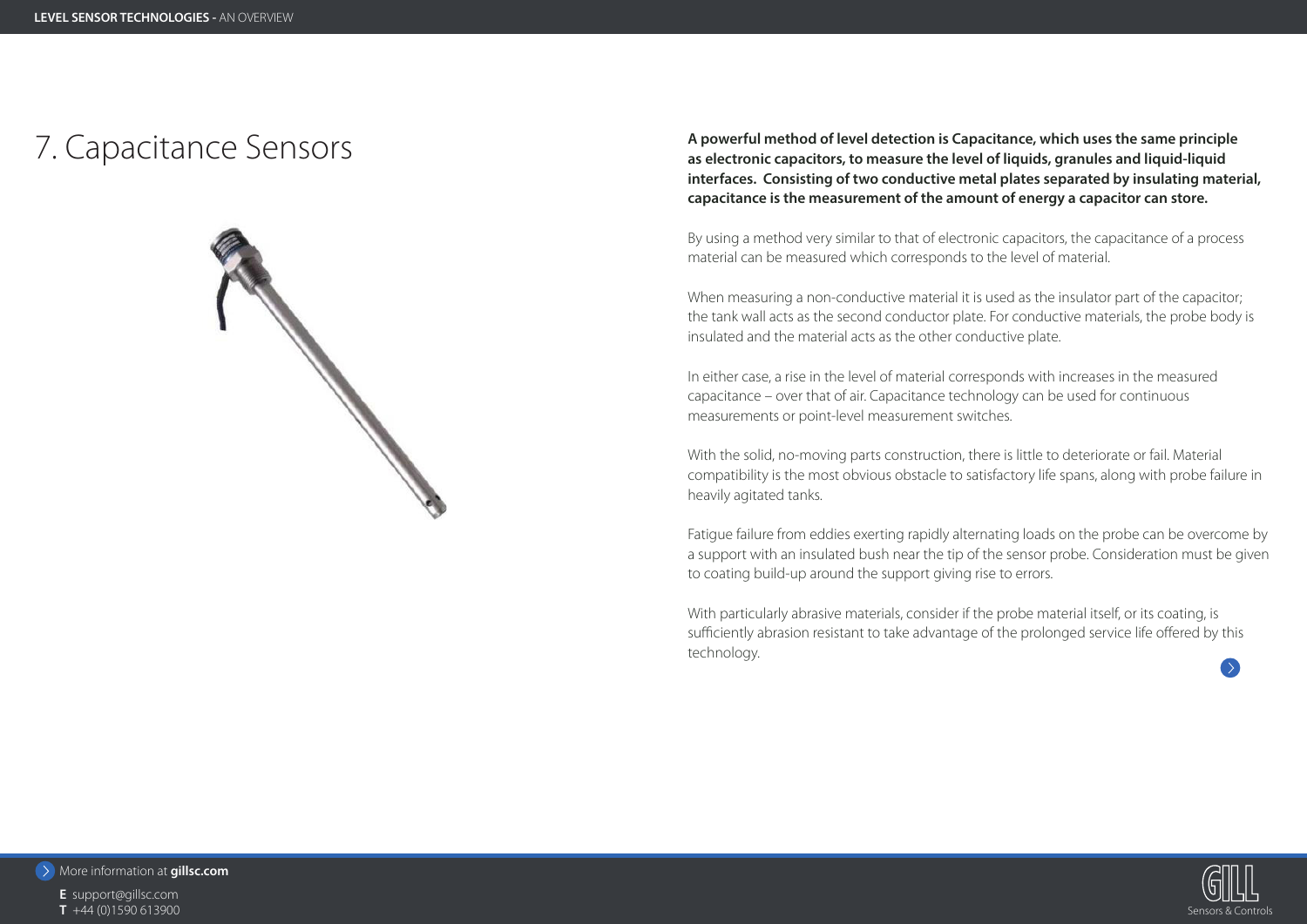# 7. Capacitance Sensors

**A powerful method of level detection is Capacitance, which uses the same principle as electronic capacitors, to measure the level of liquids, granules and liquid-liquid interfaces. Consisting of two conductive metal plates separated by insulating material, capacitance is the measurement of the amount of energy a capacitor can store.**

By using a method very similar to that of electronic capacitors, the capacitance of a process material can be measured which corresponds to the level of material.

When measuring a non-conductive material it is used as the insulator part of the capacitor; the tank wall acts as the second conductor plate. For conductive materials, the probe body is insulated and the material acts as the other conductive plate.

In either case, a rise in the level of material corresponds with increases in the measured capacitance – over that of air. Capacitance technology can be used for continuous measurements or point-level measurement switches.

With the solid, no-moving parts construction, there is little to deteriorate or fail. Material compatibility is the most obvious obstacle to satisfactory life spans, along with probe failure in heavily agitated tanks.

Fatigue failure from eddies exerting rapidly alternating loads on the probe can be overcome by a support with an insulated bush near the tip of the sensor probe. Consideration must be given to coating build-up around the support giving rise to errors.

With particularly abrasive materials, consider if the probe material itself, or its coating, is sufficiently abrasion resistant to take advantage of the prolonged service life offered by this technology.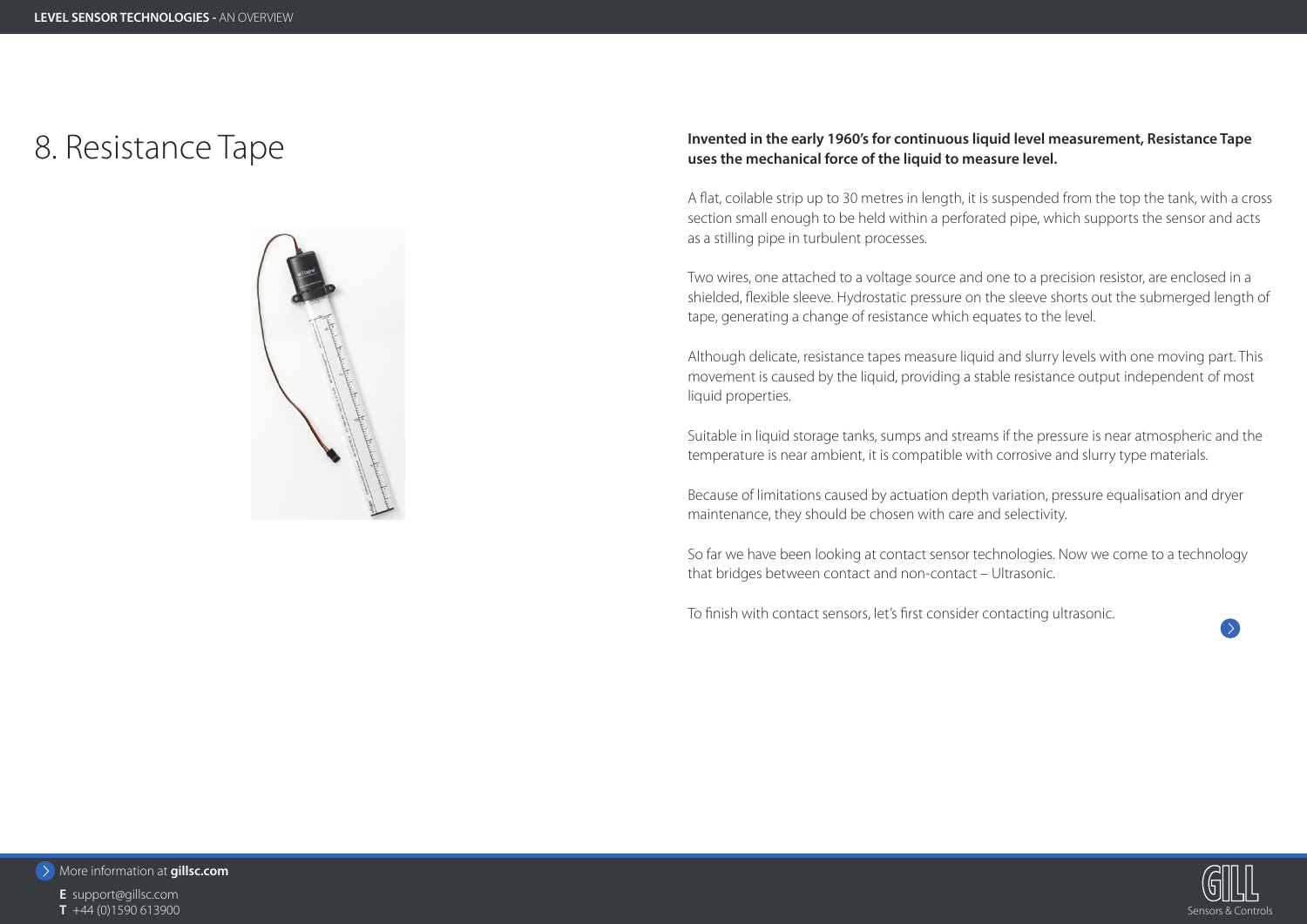# 8. Resistance Tape

**Invented in the early 1960's for continuous liquid level measurement, Resistance Tape uses the mechanical force of the liquid to measure level.**

A flat, coilable strip up to 30 metres in length, it is suspended from the top the tank, with a cross section small enough to be held within a perforated pipe, which supports the sensor and acts as a stilling pipe in turbulent processes.

Two wires, one attached to a voltage source and one to a precision resistor, are enclosed in a shielded, flexible sleeve. Hydrostatic pressure on the sleeve shorts out the submerged length of tape, generating a change of resistance which equates to the level.

Although delicate, resistance tapes measure liquid and slurry levels with one moving part. This movement is caused by the liquid, providing a stable resistance output independent of most liquid properties.

Suitable in liquid storage tanks, sumps and streams if the pressure is near atmospheric and the temperature is near ambient, it is compatible with corrosive and slurry type materials.

Because of limitations caused by actuation depth variation, pressure equalisation and dryer maintenance, they should be chosen with care and selectivity.

So far we have been looking at contact sensor technologies. Now we come to a technology that bridges between contact and non-contact – Ultrasonic.

To finish with contact sensors, let's first consider contacting ultrasonic.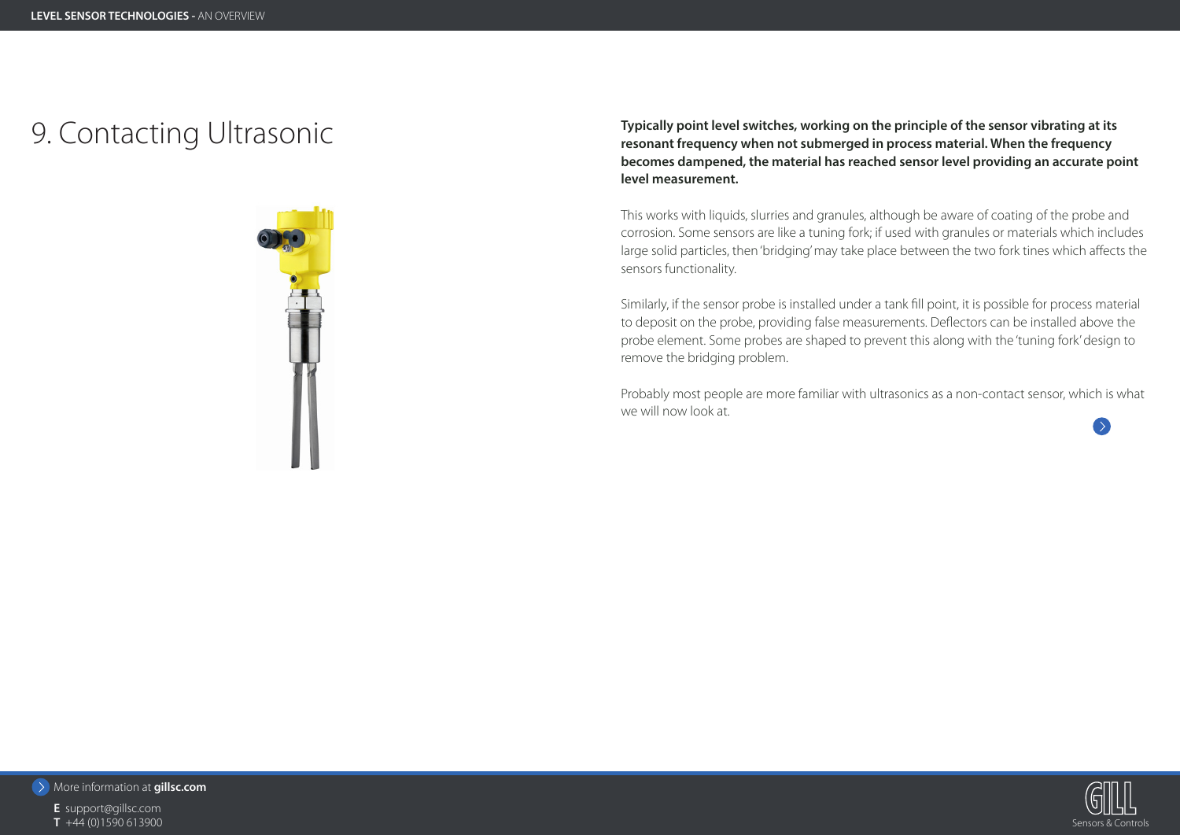# 9. Contacting Ultrasonic

**Typically point level switches, working on the principle of the sensor vibrating at its resonant frequency when not submerged in process material. When the frequency becomes dampened, the material has reached sensor level providing an accurate point level measurement.**

This works with liquids, slurries and granules, although be aware of coating of the probe and corrosion. Some sensors are like a tuning fork; if used with granules or materials which includes large solid particles, then 'bridging' may take place between the two fork tines which affects the sensors functionality.

Similarly, if the sensor probe is installed under a tank fill point, it is possible for process material to deposit on the probe, providing false measurements. Deflectors can be installed above the probe element. Some probes are shaped to prevent this along with the 'tuning fork' design to remove the bridging problem.

Probably most people are more familiar with ultrasonics as a non-contact sensor, which is what we will now look at.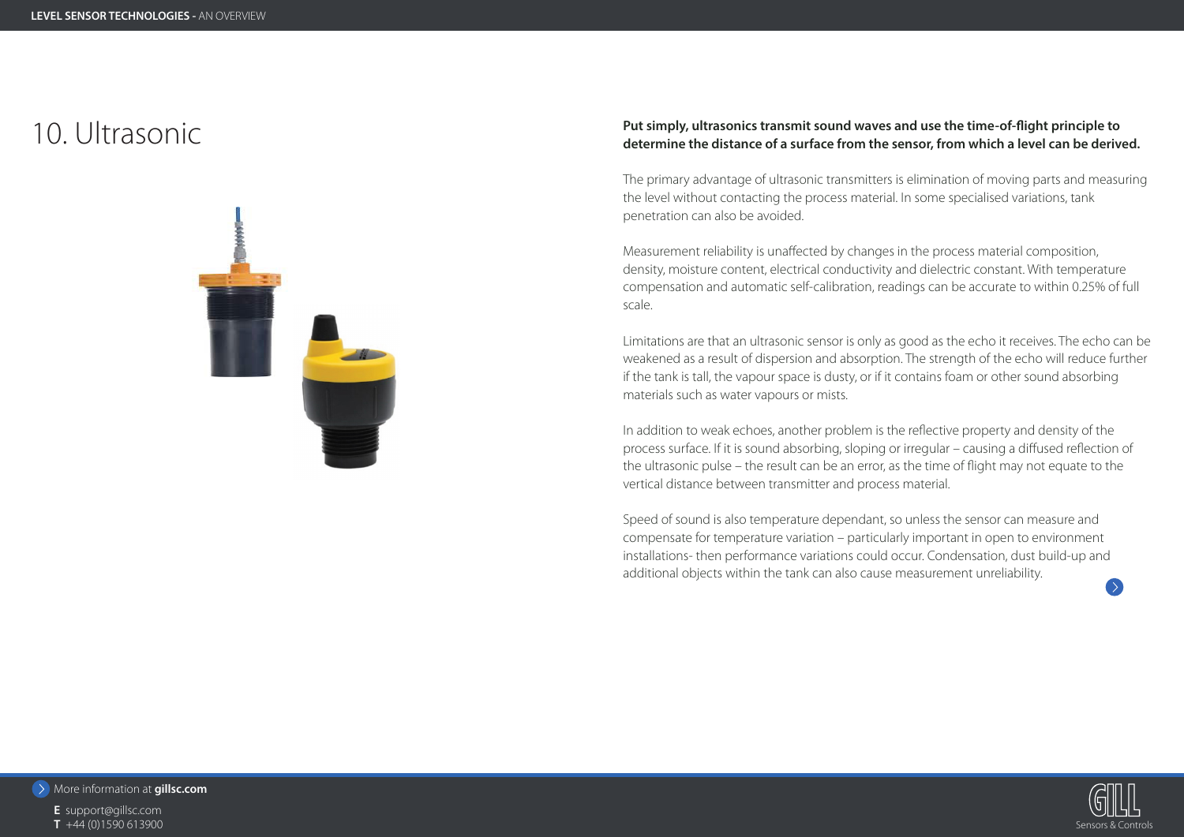# 10. Ultrasonic

**Put simply, ultrasonics transmit sound waves and use the time-of-flight principle to determine the distance of a surface from the sensor, from which a level can be derived.**

The primary advantage of ultrasonic transmitters is elimination of moving parts and measuring the level without contacting the process material. In some specialised variations, tank penetration can also be avoided.

Measurement reliability is unaffected by changes in the process material composition, density, moisture content, electrical conductivity and dielectric constant. With temperature compensation and automatic self-calibration, readings can be accurate to within 0.25% of full scale.

Limitations are that an ultrasonic sensor is only as good as the echo it receives. The echo can be weakened as a result of dispersion and absorption. The strength of the echo will reduce further if the tank is tall, the vapour space is dusty, or if it contains foam or other sound absorbing materials such as water vapours or mists.

In addition to weak echoes, another problem is the reflective property and density of the process surface. If it is sound absorbing, sloping or irregular – causing a diffused reflection of the ultrasonic pulse – the result can be an error, as the time of flight may not equate to the vertical distance between transmitter and process material.

Speed of sound is also temperature dependant, so unless the sensor can measure and compensate for temperature variation – particularly important in open to environment installations- then performance variations could occur. Condensation, dust build-up and additional objects within the tank can also cause measurement unreliability.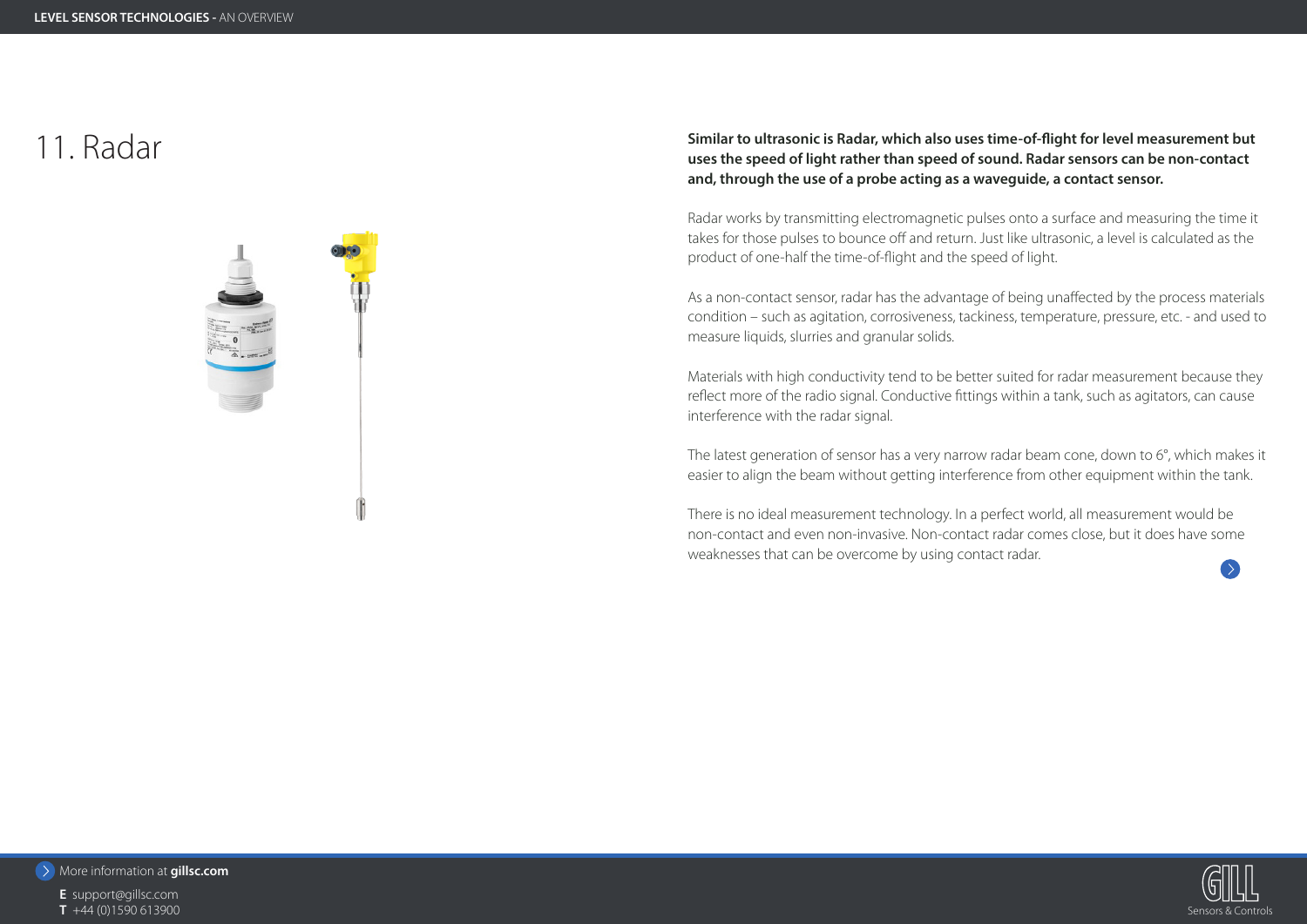# 11. Radar

**Similar to ultrasonic is Radar, which also uses time-of-flight for level measurement but uses the speed of light rather than speed of sound. Radar sensors can be non-contact and, through the use of a probe acting as a waveguide, a contact sensor.**

Radar works by transmitting electromagnetic pulses onto a surface and measuring the time it takes for those pulses to bounce off and return. Just like ultrasonic, a level is calculated as the product of one-half the time-of-flight and the speed of light.

As a non-contact sensor, radar has the advantage of being unaffected by the process materials condition – such as agitation, corrosiveness, tackiness, temperature, pressure, etc. - and used to measure liquids, slurries and granular solids.

Materials with high conductivity tend to be better suited for radar measurement because they reflect more of the radio signal. Conductive fittings within a tank, such as agitators, can cause interference with the radar signal.

The latest generation of sensor has a very narrow radar beam cone, down to 6°, which makes it easier to align the beam without getting interference from other equipment within the tank.

There is no ideal measurement technology. In a perfect world, all measurement would be non-contact and even non-invasive. Non-contact radar comes close, but it does have some weaknesses that can be overcome by using contact radar.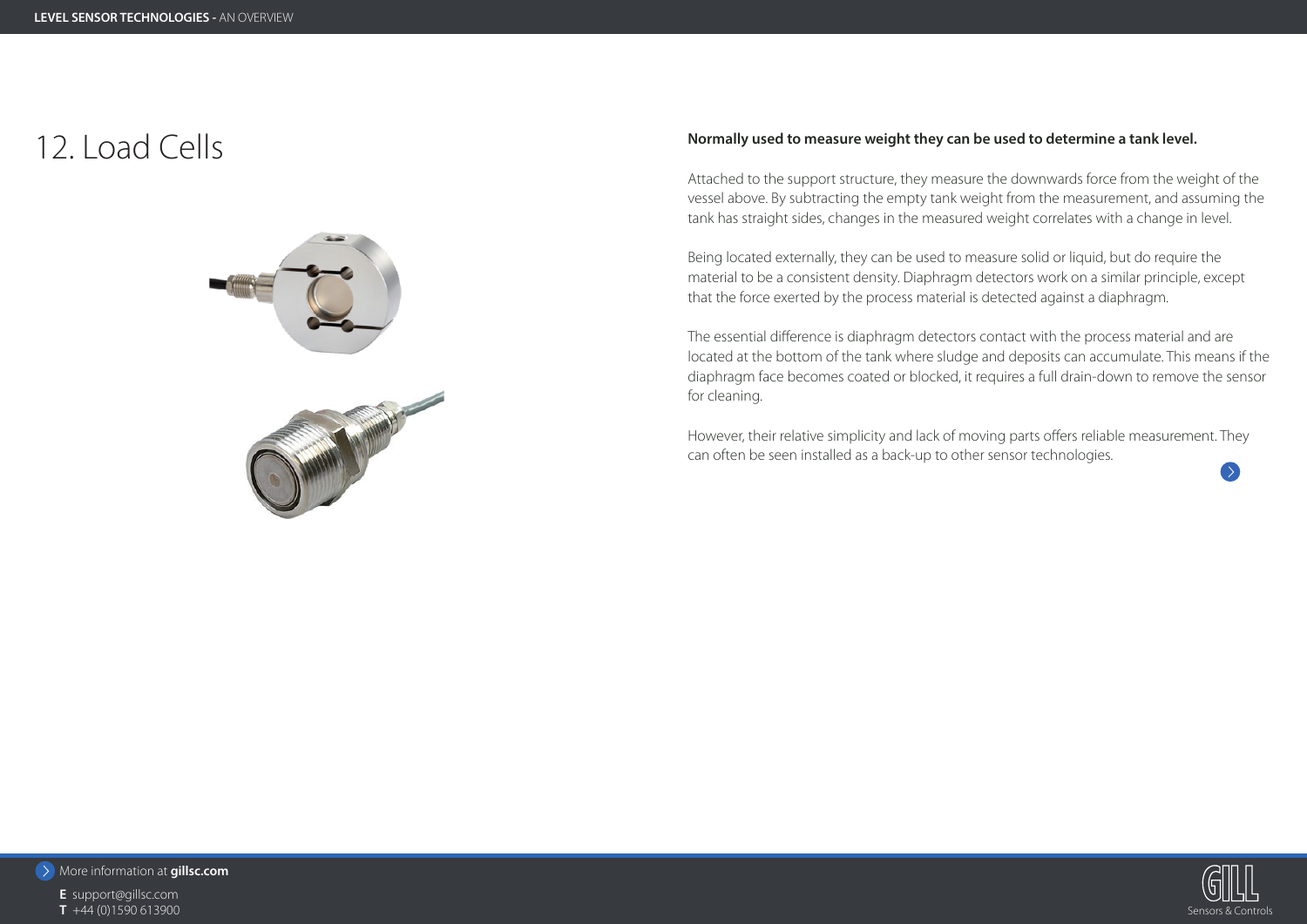# 12. Load Cells

**Normally used to measure weight they can be used to determine a tank level.**

Attached to the support structure, they measure the downwards force from the weight of the vessel above. By subtracting the empty tank weight from the measurement, and assuming the tank has straight sides, changes in the measured weight correlates with a change in level.

Being located externally, they can be used to measure solid or liquid, but do require the material to be a consistent density. Diaphragm detectors work on a similar principle, except that the force exerted by the process material is detected against a diaphragm.

The essential difference is diaphragm detectors contact with the process material and are located at the bottom of the tank where sludge and deposits can accumulate. This means if the diaphragm face becomes coated or blocked, it requires a full drain-down to remove the sensor for cleaning.

However, their relative simplicity and lack of moving parts offers reliable measurement. They can often be seen installed as a back-up to other sensor technologies.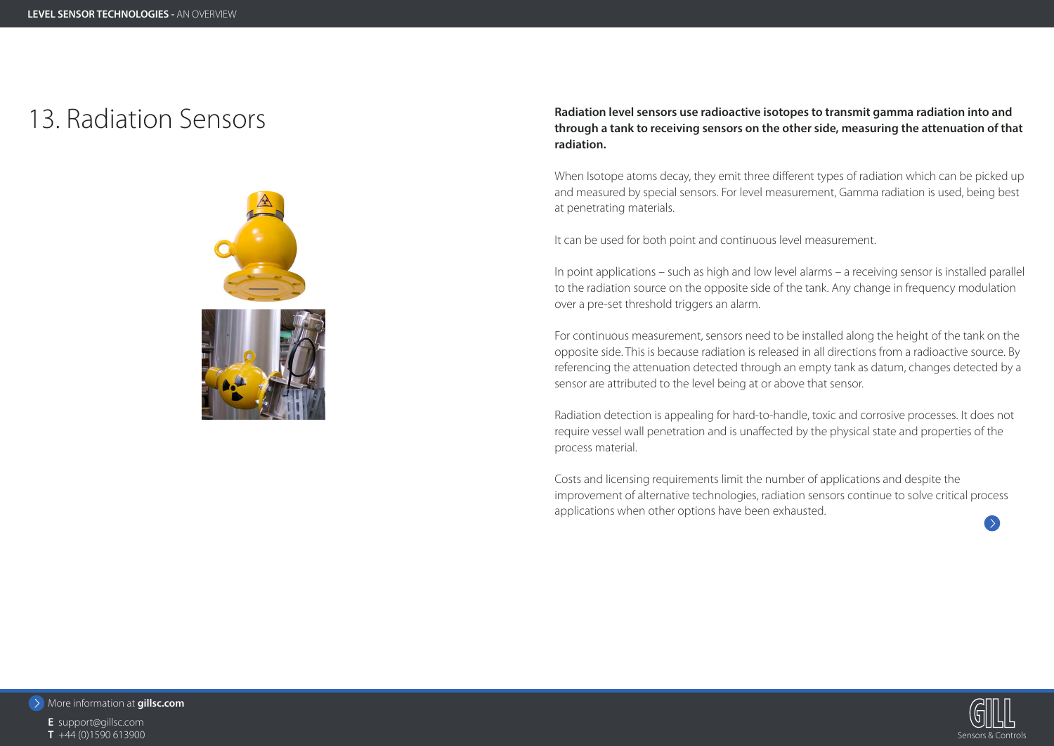# 13. Radiation Sensors

**Radiation level sensors use radioactive isotopes to transmit gamma radiation into and through a tank to receiving sensors on the other side, measuring the attenuation of that radiation.**

When Isotope atoms decay, they emit three different types of radiation which can be picked up and measured by special sensors. For level measurement, Gamma radiation is used, being best at penetrating materials.

It can be used for both point and continuous level measurement.

In point applications – such as high and low level alarms – a receiving sensor is installed parallel to the radiation source on the opposite side of the tank. Any change in frequency modulation over a pre-set threshold triggers an alarm.

For continuous measurement, sensors need to be installed along the height of the tank on the opposite side. This is because radiation is released in all directions from a radioactive source. By referencing the attenuation detected through an empty tank as datum, changes detected by a sensor are attributed to the level being at or above that sensor.

Radiation detection is appealing for hard-to-handle, toxic and corrosive processes. It does not require vessel wall penetration and is unaffected by the physical state and properties of the process material.

Costs and licensing requirements limit the number of applications and despite the improvement of alternative technologies, radiation sensors continue to solve critical process applications when other options have been exhausted.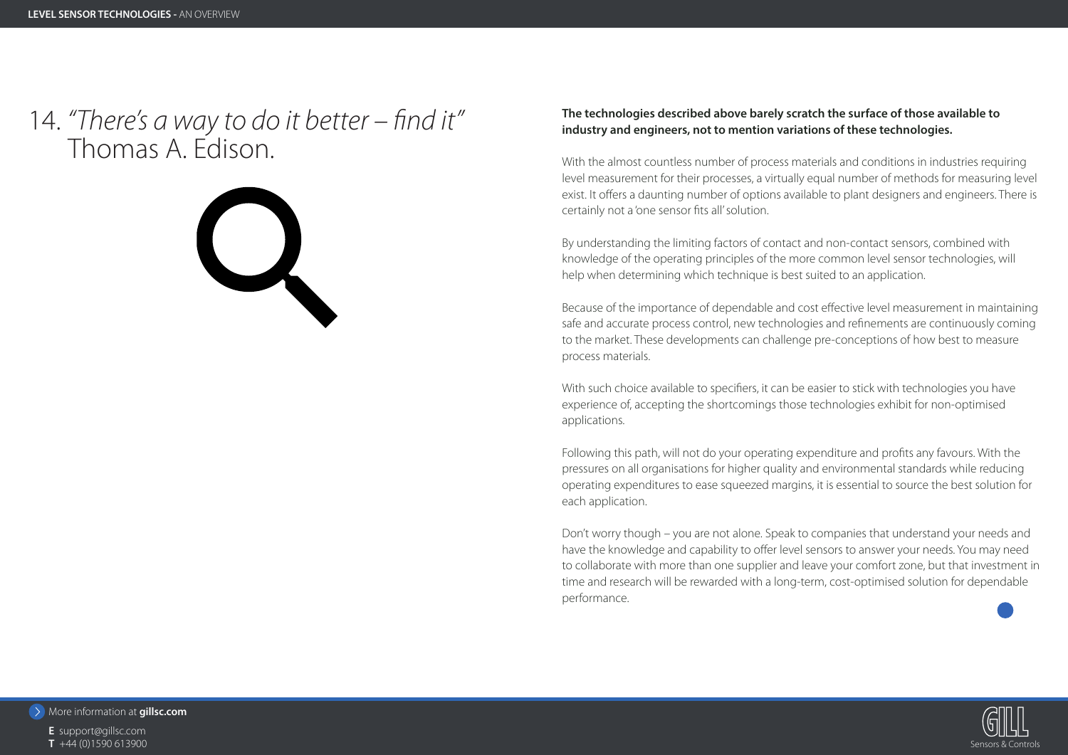# 14. *"There's a way to do it better – find it"* Thomas A. Edison.

**The technologies described above barely scratch the surface of those available to industry and engineers, not to mention variations of these technologies.**

With the almost countless number of process materials and conditions in industries requiring level measurement for their processes, a virtually equal number of methods for measuring level exist. It offers a daunting number of options available to plant designers and engineers. There is certainly not a 'one sensor fits all' solution.

By understanding the limiting factors of contact and non-contact sensors, combined with knowledge of the operating principles of the more common level sensor technologies, will help when determining which technique is best suited to an application.

Because of the importance of dependable and cost effective level measurement in maintaining safe and accurate process control, new technologies and refinements are continuously coming to the market. These developments can challenge pre-conceptions of how best to measure process materials.

With such choice available to specifiers, it can be easier to stick with technologies you have experience of, accepting the shortcomings those technologies exhibit for non-optimised applications.

Following this path, will not do your operating expenditure and profits any favours. With the pressures on all organisations for higher quality and environmental standards while reducing operating expenditures to ease squeezed margins, it is essential to source the best solution for each application.

Don't worry though – you are not alone. Speak to companies that understand your needs and have the knowledge and capability to offer level sensors to answer your needs. You may need to collaborate with more than one supplier and leave your comfort zone, but that investment in time and research will be rewarded with a long-term, cost-optimised solution for dependable performance.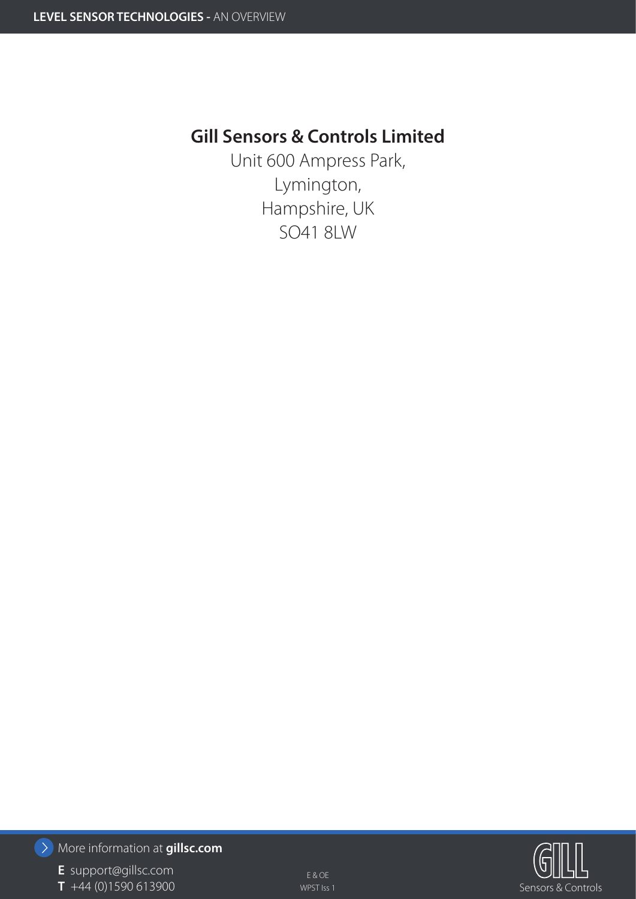**Gill Sensors & Controls Limited**

Unit 600 Ampress Park,
Lymington,
Hampshire, UK
SO41 8LW

More information at **gillsc.com**

**E** support@gillsc.com
**T** +44 (0)1590 613900

E & OE
WPST Iss 1